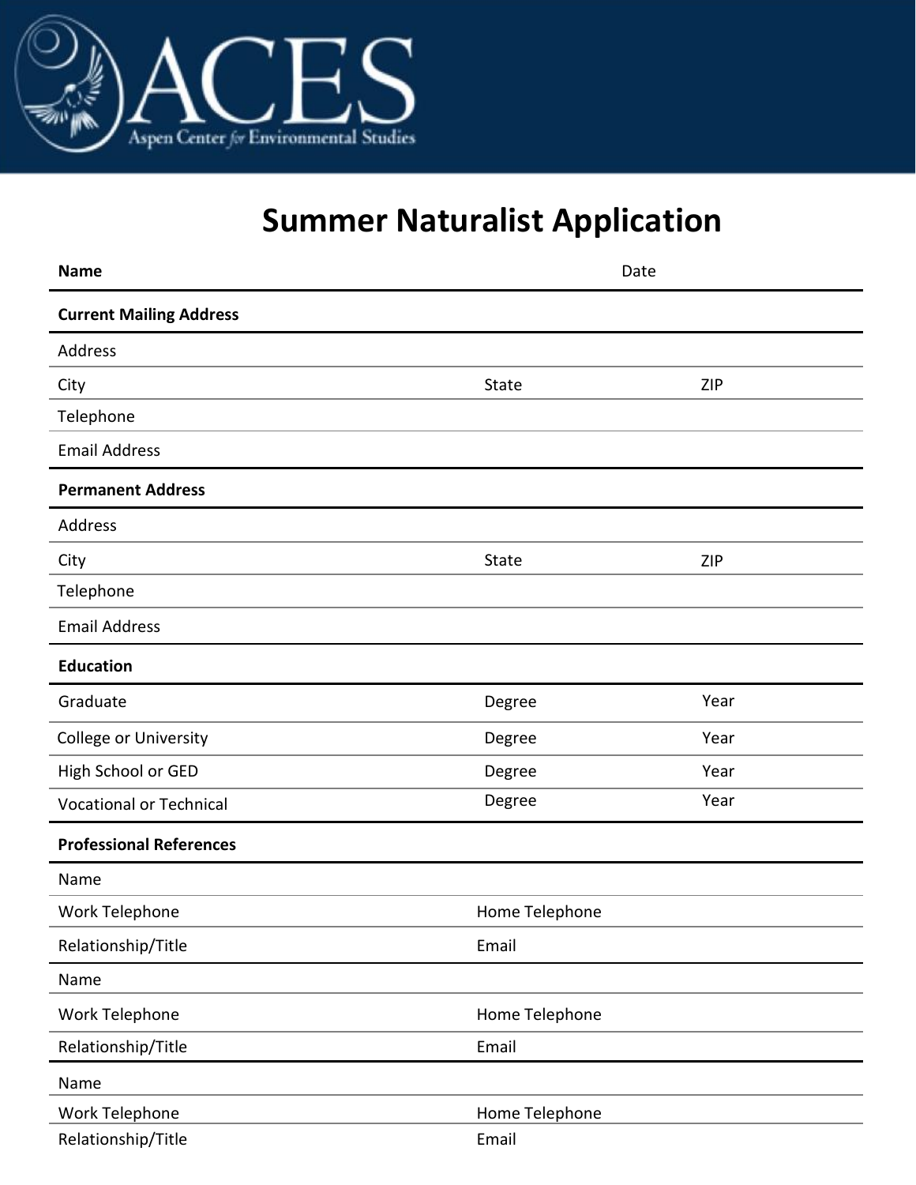ACES

Aspen Center for Environmental Studies

# Summer Naturalist Application

| **Name** | | Date |
|---|---|---|

**Current Mailing Address**

| Address | | |
|---|---|---|
| City | State | ZIP |
| Telephone | | |
| Email Address | | |

**Permanent Address**

| Address | | |
|---|---|---|
| City | State | ZIP |
| Telephone | | |
| Email Address | | |

**Education**

| Graduate | Degree | Year |
|---|---|---|
| College or University | Degree | Year |
| High School or GED | Degree | Year |
| Vocational or Technical | Degree | Year |

**Professional References**

| Name | |
|---|---|
| Work Telephone | Home Telephone |
| Relationship/Title | Email |

| Name | |
|---|---|
| Work Telephone | Home Telephone |
| Relationship/Title | Email |

| Name | |
|---|---|
| Work Telephone | Home Telephone |
| Relationship/Title | Email |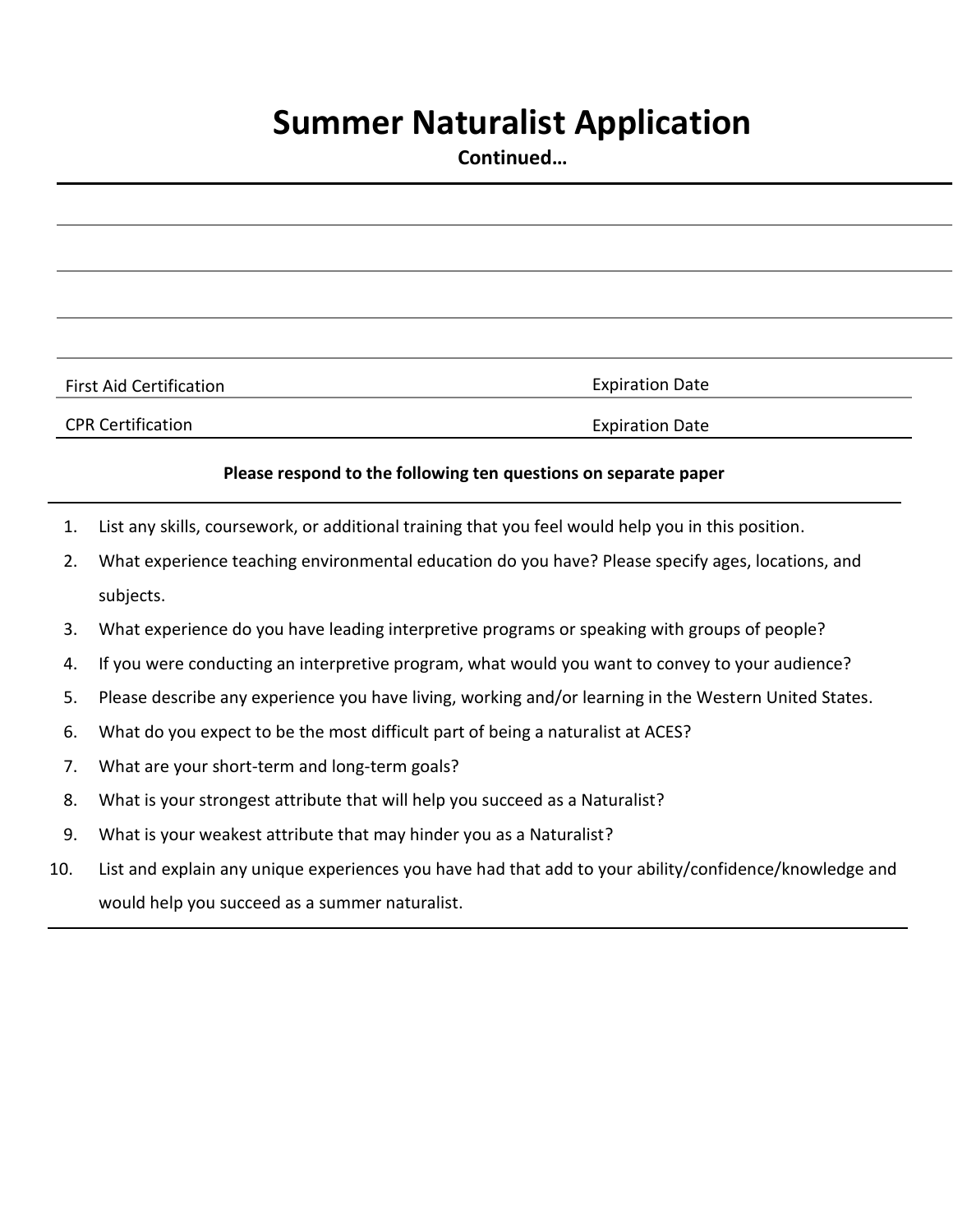# Summer Naturalist Application

**Continued…**

| | |
|---|---|
| First Aid Certification | Expiration Date |
| CPR Certification | Expiration Date |

**Please respond to the following ten questions on separate paper**

1. List any skills, coursework, or additional training that you feel would help you in this position.
2. What experience teaching environmental education do you have? Please specify ages, locations, and subjects.
3. What experience do you have leading interpretive programs or speaking with groups of people?
4. If you were conducting an interpretive program, what would you want to convey to your audience?
5. Please describe any experience you have living, working and/or learning in the Western United States.
6. What do you expect to be the most difficult part of being a naturalist at ACES?
7. What are your short-term and long-term goals?
8. What is your strongest attribute that will help you succeed as a Naturalist?
9. What is your weakest attribute that may hinder you as a Naturalist?
10. List and explain any unique experiences you have had that add to your ability/confidence/knowledge and would help you succeed as a summer naturalist.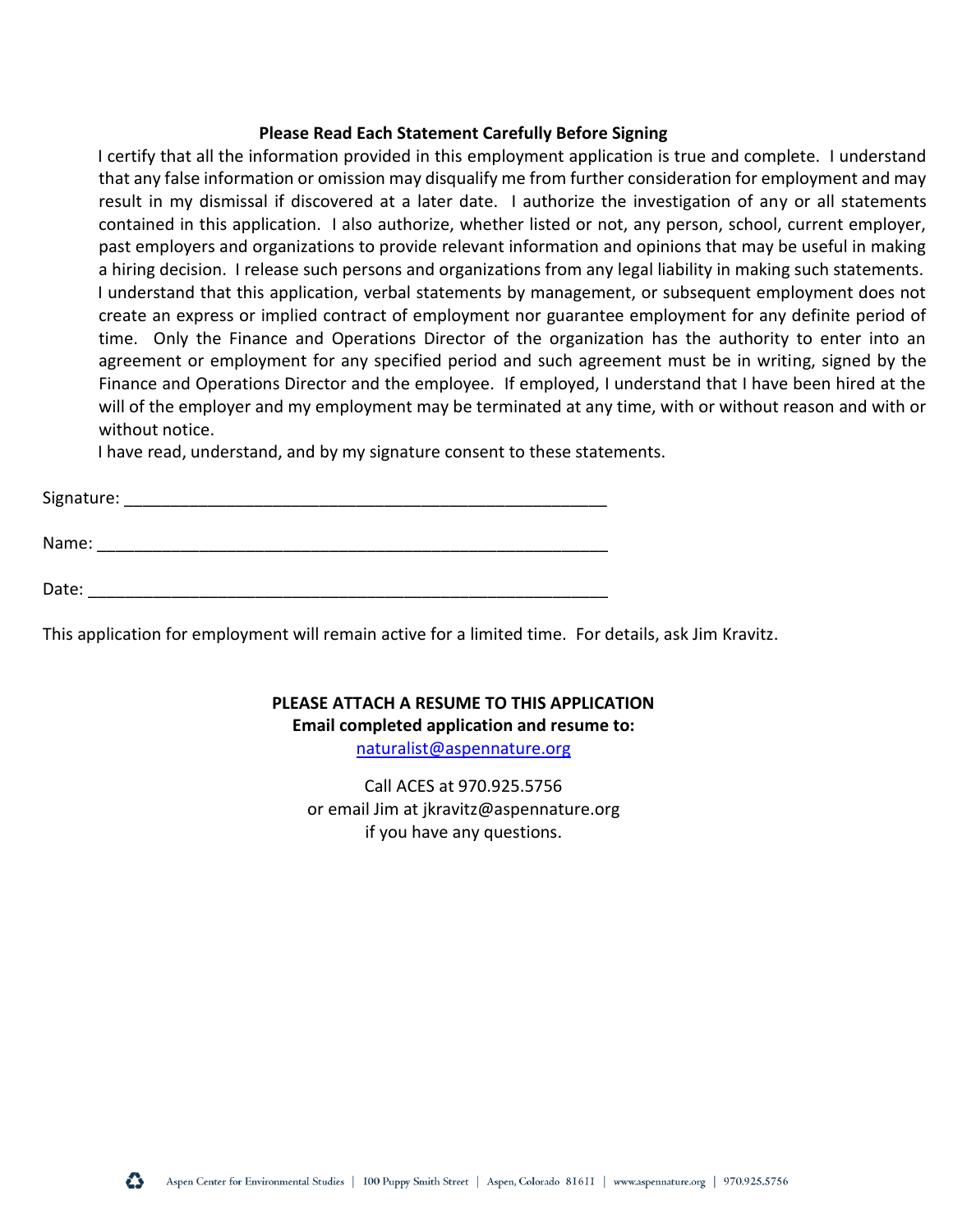**Please Read Each Statement Carefully Before Signing**

I certify that all the information provided in this employment application is true and complete. I understand that any false information or omission may disqualify me from further consideration for employment and may result in my dismissal if discovered at a later date. I authorize the investigation of any or all statements contained in this application. I also authorize, whether listed or not, any person, school, current employer, past employers and organizations to provide relevant information and opinions that may be useful in making a hiring decision. I release such persons and organizations from any legal liability in making such statements.

I understand that this application, verbal statements by management, or subsequent employment does not create an express or implied contract of employment nor guarantee employment for any definite period of time. Only the Finance and Operations Director of the organization has the authority to enter into an agreement or employment for any specified period and such agreement must be in writing, signed by the Finance and Operations Director and the employee. If employed, I understand that I have been hired at the will of the employer and my employment may be terminated at any time, with or without reason and with or without notice.

I have read, understand, and by my signature consent to these statements.

Signature: ______________________________________________________

Name: _________________________________________________________

Date: __________________________________________________________

This application for employment will remain active for a limited time. For details, ask Jim Kravitz.

**PLEASE ATTACH A RESUME TO THIS APPLICATION**

**Email completed application and resume to:**

naturalist@aspennature.org

Call ACES at 970.925.5756
or email Jim at jkravitz@aspennature.org
if you have any questions.